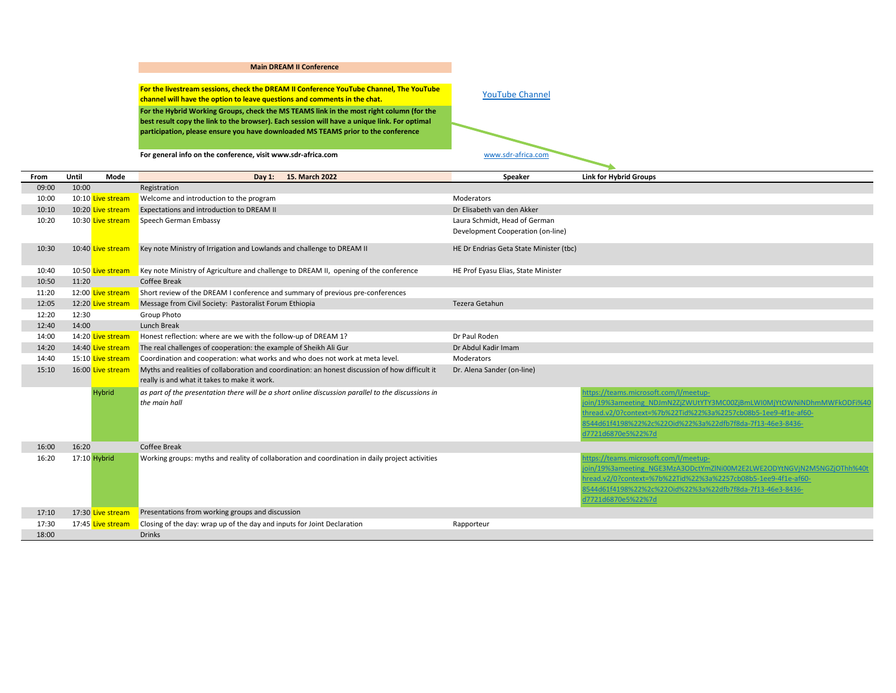**Main DREAM II Conference**

**For the livestream sessions, check the DREAM II Conference YouTube Channel, The YouTube channel will have the option to leave questions and comments in the chat.**

**For the Hybrid Working Groups, check the MS TEAMS link in the most right column (for the best result copy the link to the browser). Each session will have a unique link. For optimal participation, please ensure you have downloaded MS TEAMS prior to the conference**

YouTube Channel

**For general info on the conference, visit www.sdr-africa.com**

www.sdr-africa.com

| From | Until | Mode | Day 1: 15. March 2022 | Speaker | Link for Hybrid Groups |
|---|---|---|---|---|---|
| 09:00 | 10:00 | | Registration | | |
| 10:00 | 10:10 | Live stream | Welcome and introduction to the program | Moderators | |
| 10:10 | 10:20 | Live stream | Expectations and introduction to DREAM II | Dr Elisabeth van den Akker | |
| 10:20 | 10:30 | Live stream | Speech German Embassy | Laura Schmidt, Head of German Development Cooperation (on-line) | |
| 10:30 | 10:40 | Live stream | Key note Ministry of Irrigation and Lowlands and challenge to DREAM II | HE Dr Endrias Geta State Minister (tbc) | |
| 10:40 | 10:50 | Live stream | Key note Ministry of Agriculture and challenge to DREAM II, opening of the conference | HE Prof Eyasu Elias, State Minister | |
| 10:50 | 11:20 | | Coffee Break | | |
| 11:20 | 12:00 | Live stream | Short review of the DREAM I conference and summary of previous pre-conferences | | |
| 12:05 | 12:20 | Live stream | Message from Civil Society: Pastoralist Forum Ethiopia | Tezera Getahun | |
| 12:20 | 12:30 | | Group Photo | | |
| 12:40 | 14:00 | | Lunch Break | | |
| 14:00 | 14:20 | Live stream | Honest reflection: where are we with the follow-up of DREAM 1? | Dr Paul Roden | |
| 14:20 | 14:40 | Live stream | The real challenges of cooperation: the example of Sheikh Ali Gur | Dr Abdul Kadir Imam | |
| 14:40 | 15:10 | Live stream | Coordination and cooperation: what works and who does not work at meta level. | Moderators | |
| 15:10 | 16:00 | Live stream | Myths and realities of collaboration and coordination: an honest discussion of how difficult it really is and what it takes to make it work. | Dr. Alena Sander (on-line) | |
| | | Hybrid | *as part of the presentation there will be a short online discussion parallel to the discussions in the main hall* | | https://teams.microsoft.com/l/meetup-join/19%3ameeting_NDJmN2ZjZWUtYTY3MC00ZjBmLWI0MjYtOWNiNDhmMWFkODFi%40thread.v2/0?context=%7b%22Tid%22%3a%2257cb08b5-1ee9-4f1e-af60-8544d61f4198%22%2c%22Oid%22%3a%22dfb7f8da-7f13-46e3-8436-d7721d6870e5%22%7d |
| 16:00 | 16:20 | | Coffee Break | | |
| 16:20 | 17:10 | Hybrid | Working groups: myths and reality of collaboration and coordination in daily project activities | | https://teams.microsoft.com/l/meetup-join/19%3ameeting_NGE3MzA3ODctYmZlNi00M2E2LWE2ODYtNGVjN2M5NGZjOThh%40thread.v2/0?context=%7b%22Tid%22%3a%2257cb08b5-1ee9-4f1e-af60-8544d61f4198%22%2c%22Oid%22%3a%22dfb7f8da-7f13-46e3-8436-d7721d6870e5%22%7d |
| 17:10 | 17:30 | Live stream | Presentations from working groups and discussion | | |
| 17:30 | 17:45 | Live stream | Closing of the day: wrap up of the day and inputs for Joint Declaration | Rapporteur | |
| 18:00 | | | Drinks | | |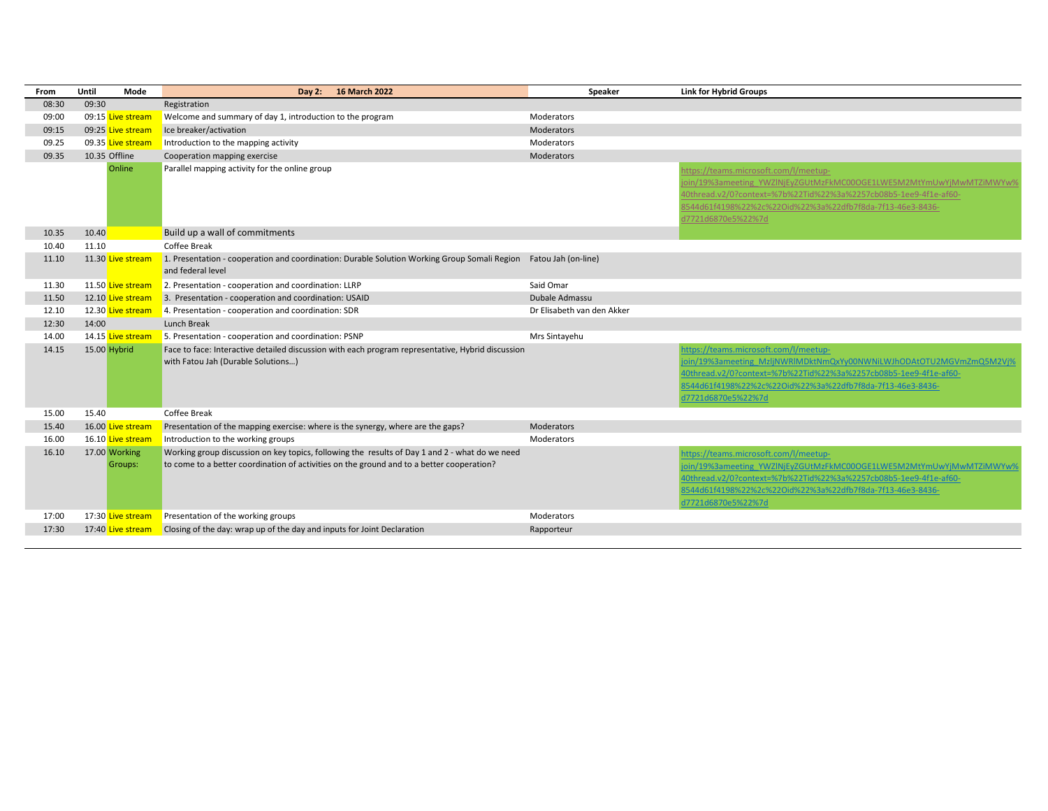| From | Until | Mode | Day 2: 16 March 2022 | Speaker | Link for Hybrid Groups |
|---|---|---|---|---|---|
| 08:30 | 09:30 | | Registration | | |
| 09:00 | 09:15 | Live stream | Welcome and summary of day 1, introduction to the program | Moderators | |
| 09:15 | 09:25 | Live stream | Ice breaker/activation | Moderators | |
| 09.25 | 09.35 | Live stream | Introduction to the mapping activity | Moderators | |
| 09.35 | 10.35 | Offline | Cooperation mapping exercise | Moderators | |
| | | Online | Parallel mapping activity for the online group | | https://teams.microsoft.com/l/meetup-join/19%3ameeting_YWZlNjEyZGUtMzFkMC00OGE1LWE5M2MtYmUwYjMwMTZiMWYw%40thread.v2/0?context=%7b%22Tid%22%3a%2257cb08b5-1ee9-4f1e-af60-8544d61f4198%22%2c%22Oid%22%3a%22dfb7f8da-7f13-46e3-8436-d7721d6870e5%22%7d |
| 10.35 | 10.40 | | Build up a wall of commitments | | |
| 10.40 | 11.10 | | Coffee Break | | |
| 11.10 | 11.30 | Live stream | 1. Presentation - cooperation and coordination: Durable Solution Working Group Somali Region and federal level | Fatou Jah (on-line) | |
| 11.30 | 11.50 | Live stream | 2. Presentation - cooperation and coordination: LLRP | Said Omar | |
| 11.50 | 12.10 | Live stream | 3. Presentation - cooperation and coordination: USAID | Dubale Admassu | |
| 12.10 | 12.30 | Live stream | 4. Presentation - cooperation and coordination: SDR | Dr Elisabeth van den Akker | |
| 12:30 | 14:00 | | Lunch Break | | |
| 14.00 | 14.15 | Live stream | 5. Presentation - cooperation and coordination: PSNP | Mrs Sintayehu | |
| 14.15 | 15.00 | Hybrid | Face to face: Interactive detailed discussion with each program representative, Hybrid discussion with Fatou Jah (Durable Solutions…) | | https://teams.microsoft.com/l/meetup-join/19%3ameeting_MzljNWRlMDktNmQxYy00NWNiLWJhODAtOTU2MGVmZmQ5M2Vj%40thread.v2/0?context=%7b%22Tid%22%3a%2257cb08b5-1ee9-4f1e-af60-8544d61f4198%22%2c%22Oid%22%3a%22dfb7f8da-7f13-46e3-8436-d7721d6870e5%22%7d |
| 15.00 | 15.40 | | Coffee Break | | |
| 15.40 | 16.00 | Live stream | Presentation of the mapping exercise: where is the synergy, where are the gaps? | Moderators | |
| 16.00 | 16.10 | Live stream | Introduction to the working groups | Moderators | |
| 16.10 | 17.00 | Working Groups: | Working group discussion on key topics, following the results of Day 1 and 2 - what do we need to come to a better coordination of activities on the ground and to a better cooperation? | | https://teams.microsoft.com/l/meetup-join/19%3ameeting_YWZlNjEyZGUtMzFkMC00OGE1LWE5M2MtYmUwYjMwMTZiMWYw%40thread.v2/0?context=%7b%22Tid%22%3a%2257cb08b5-1ee9-4f1e-af60-8544d61f4198%22%2c%22Oid%22%3a%22dfb7f8da-7f13-46e3-8436-d7721d6870e5%22%7d |
| 17:00 | 17:30 | Live stream | Presentation of the working groups | Moderators | |
| 17:30 | 17:40 | Live stream | Closing of the day: wrap up of the day and inputs for Joint Declaration | Rapporteur | |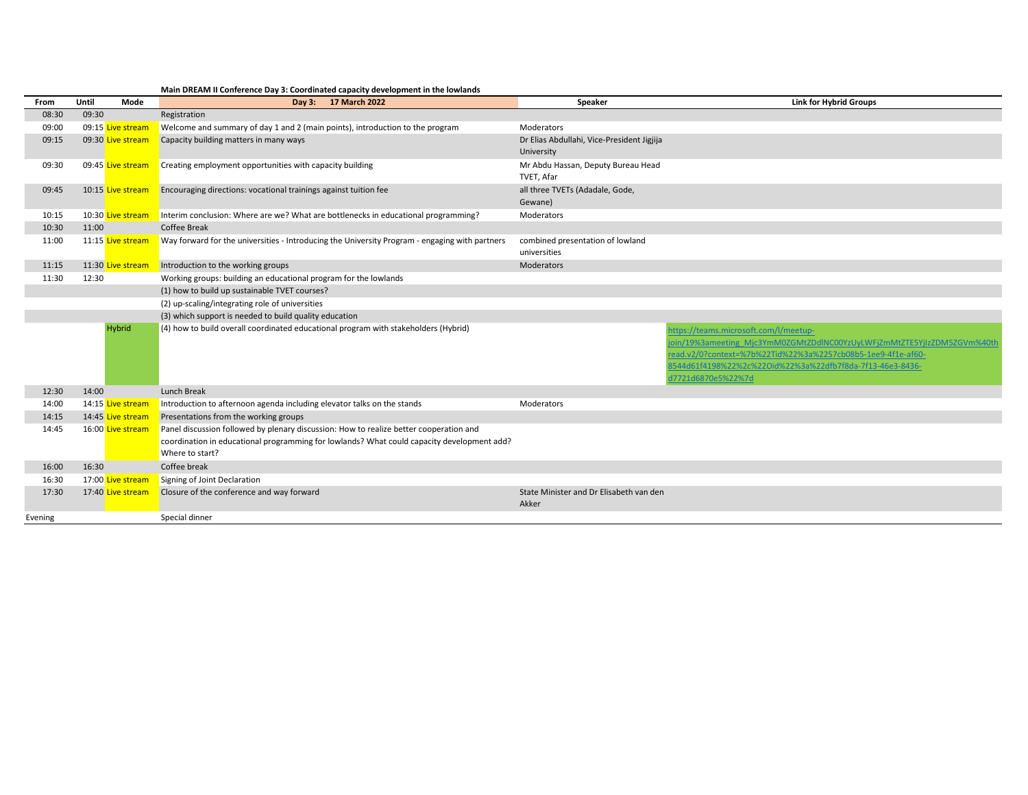**Main DREAM II Conference Day 3: Coordinated capacity development in the lowlands**

| From | Until | Mode | Day 3: 17 March 2022 | Speaker | Link for Hybrid Groups |
|---|---|---|---|---|---|
| 08:30 | 09:30 | | Registration | | |
| 09:00 | 09:15 | Live stream | Welcome and summary of day 1 and 2 (main points), introduction to the program | Moderators | |
| 09:15 | 09:30 | Live stream | Capacity building matters in many ways | Dr Elias Abdullahi, Vice-President Jigjija University | |
| 09:30 | 09:45 | Live stream | Creating employment opportunities with capacity building | Mr Abdu Hassan, Deputy Bureau Head TVET, Afar | |
| 09:45 | 10:15 | Live stream | Encouraging directions: vocational trainings against tuition fee | all three TVETs (Adadale, Gode, Gewane) | |
| 10:15 | 10:30 | Live stream | Interim conclusion: Where are we? What are bottlenecks in educational programming? | Moderators | |
| 10:30 | 11:00 | | Coffee Break | | |
| 11:00 | 11:15 | Live stream | Way forward for the universities - Introducing the University Program - engaging with partners | combined presentation of lowland universities | |
| 11:15 | 11:30 | Live stream | Introduction to the working groups | Moderators | |
| 11:30 | 12:30 | | Working groups: building an educational program for the lowlands | | |
| | | | (1) how to build up sustainable TVET courses? | | |
| | | | (2) up-scaling/integrating role of universities | | |
| | | | (3) which support is needed to build quality education | | |
| | | Hybrid | (4) how to build overall coordinated educational program with stakeholders (Hybrid) | | https://teams.microsoft.com/l/meetup-join/19%3ameeting_Mjc3YmM0ZGMtZDdlNC00YzUyLWFjZmMtZTE5YjIzZDM5ZGVm%40thread.v2/0?context=%7b%22Tid%22%3a%2257cb08b5-1ee9-4f1e-af60-8544d61f4198%22%2c%22Oid%22%3a%22dfb7f8da-7f13-46e3-8436-d7721d6870e5%22%7d |
| 12:30 | 14:00 | | Lunch Break | | |
| 14:00 | 14:15 | Live stream | Introduction to afternoon agenda including elevator talks on the stands | Moderators | |
| 14:15 | 14:45 | Live stream | Presentations from the working groups | | |
| 14:45 | 16:00 | Live stream | Panel discussion followed by plenary discussion: How to realize better cooperation and coordination in educational programming for lowlands? What could capacity development add? Where to start? | | |
| 16:00 | 16:30 | | Coffee break | | |
| 16:30 | 17:00 | Live stream | Signing of Joint Declaration | | |
| 17:30 | 17:40 | Live stream | Closure of the conference and way forward | State Minister and Dr Elisabeth van den Akker | |
| Evening | | | Special dinner | | |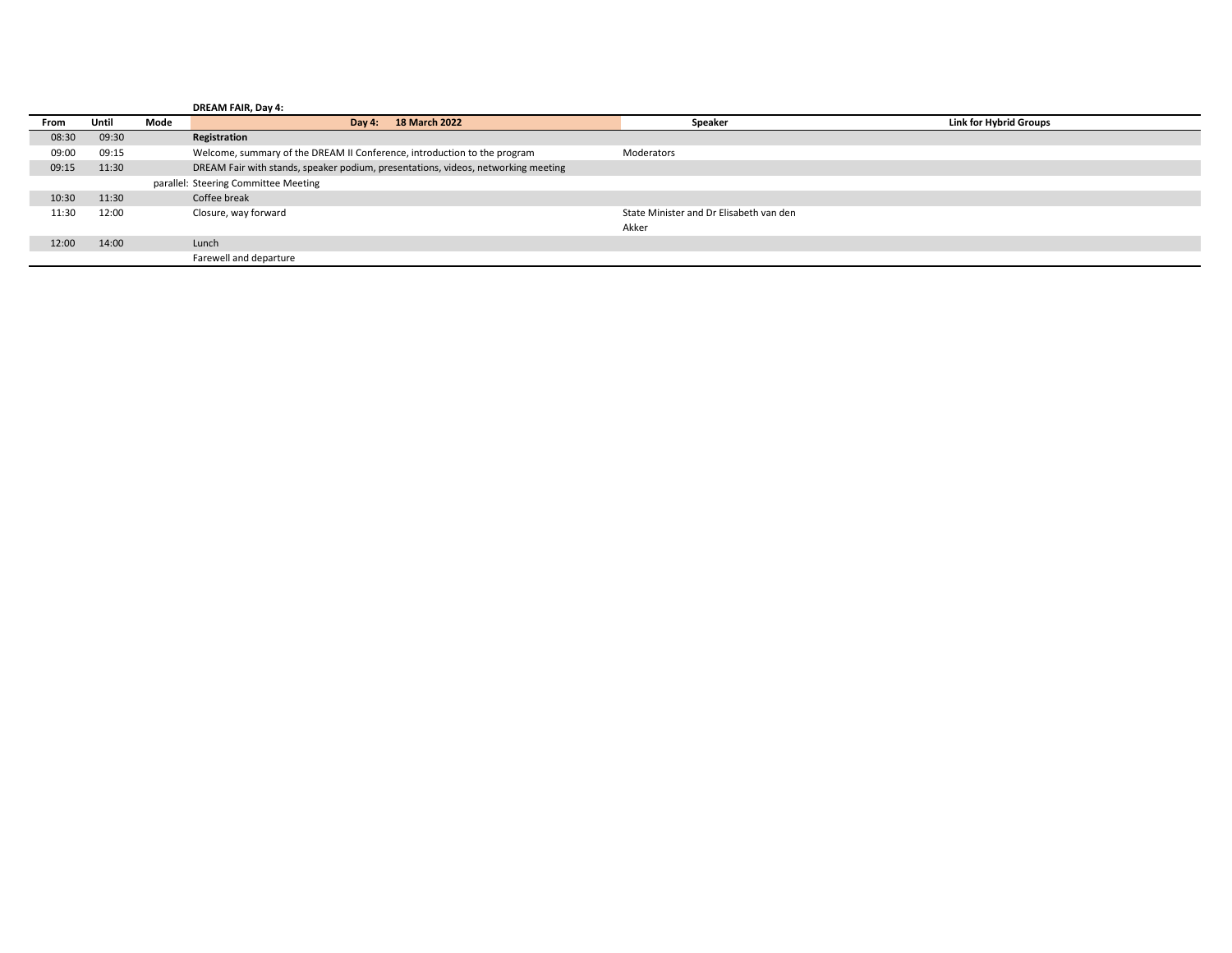**DREAM FAIR, Day 4:**

| From | Until | Mode | Day 4: 18 March 2022 | Speaker | Link for Hybrid Groups |
|---|---|---|---|---|---|
| 08:30 | 09:30 | | **Registration** | | |
| 09:00 | 09:15 | | Welcome, summary of the DREAM II Conference, introduction to the program | Moderators | |
| 09:15 | 11:30 | | DREAM Fair with stands, speaker podium, presentations, videos, networking meeting | | |
| | | parallel: | Steering Committee Meeting | | |
| 10:30 | 11:30 | | Coffee break | | |
| 11:30 | 12:00 | | Closure, way forward | State Minister and Dr Elisabeth van den Akker | |
| 12:00 | 14:00 | | Lunch | | |
| | | | Farewell and departure | | |